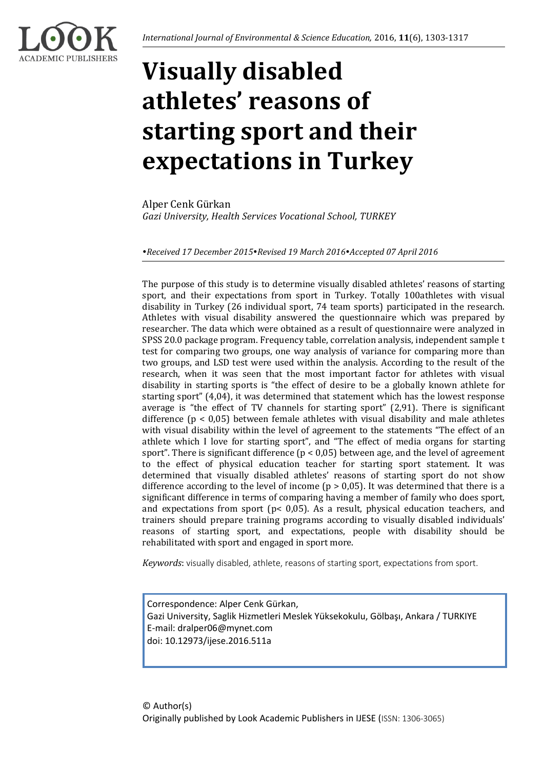# Visually disabled athletes' reasons of starting sport and their expectations in Turkey

Alper Cenk Gürkan
*Gazi University, Health Services Vocational School, TURKEY*

*•Received 17 December 2015•Revised 19 March 2016•Accepted 07 April 2016*

The purpose of this study is to determine visually disabled athletes' reasons of starting sport, and their expectations from sport in Turkey. Totally 100athletes with visual disability in Turkey (26 individual sport, 74 team sports) participated in the research. Athletes with visual disability answered the questionnaire which was prepared by researcher. The data which were obtained as a result of questionnaire were analyzed in SPSS 20.0 package program. Frequency table, correlation analysis, independent sample t test for comparing two groups, one way analysis of variance for comparing more than two groups, and LSD test were used within the analysis. According to the result of the research, when it was seen that the most important factor for athletes with visual disability in starting sports is "the effect of desire to be a globally known athlete for starting sport" (4,04), it was determined that statement which has the lowest response average is "the effect of TV channels for starting sport" (2,91). There is significant difference ($p < 0,05$) between female athletes with visual disability and male athletes with visual disability within the level of agreement to the statements "The effect of an athlete which I love for starting sport", and "The effect of media organs for starting sport". There is significant difference ($p < 0,05$) between age, and the level of agreement to the effect of physical education teacher for starting sport statement. It was determined that visually disabled athletes' reasons of starting sport do not show difference according to the level of income ($p > 0,05$). It was determined that there is a significant difference in terms of comparing having a member of family who does sport, and expectations from sport ($p< 0,05$). As a result, physical education teachers, and trainers should prepare training programs according to visually disabled individuals' reasons of starting sport, and expectations, people with disability should be rehabilitated with sport and engaged in sport more.

*Keywords*: visually disabled, athlete, reasons of starting sport, expectations from sport.

Correspondence: Alper Cenk Gürkan,
Gazi University, Saglik Hizmetleri Meslek Yüksekokulu, Gölbaşı, Ankara / TURKIYE
E-mail: dralper06@mynet.com
doi: 10.12973/ijese.2016.511a

© Author(s)
Originally published by Look Academic Publishers in IJESE (ISSN: 1306-3065)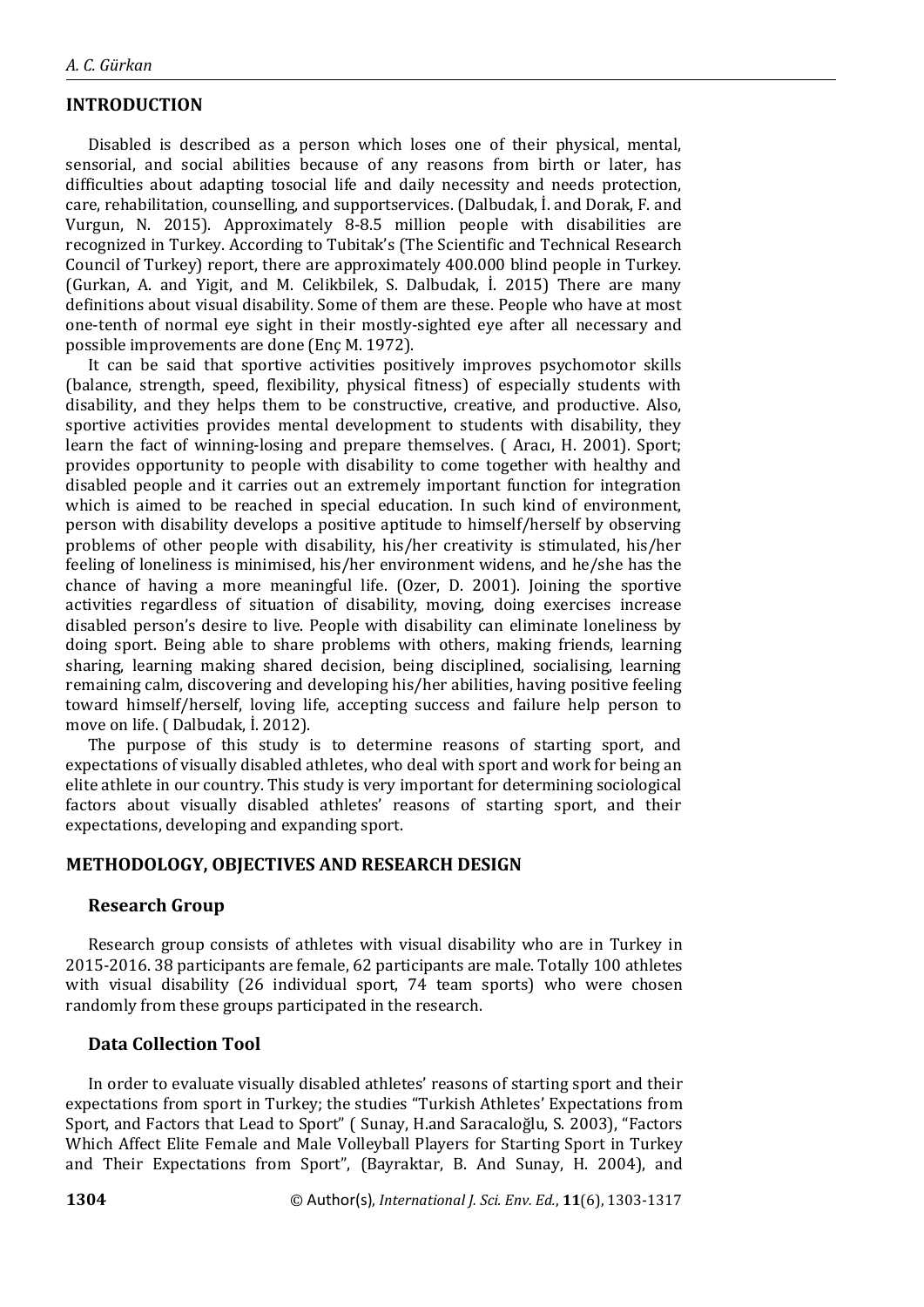## INTRODUCTION

Disabled is described as a person which loses one of their physical, mental, sensorial, and social abilities because of any reasons from birth or later, has difficulties about adapting tosocial life and daily necessity and needs protection, care, rehabilitation, counselling, and supportservices. (Dalbudak, İ. and Dorak, F. and Vurgun, N. 2015). Approximately 8-8.5 million people with disabilities are recognized in Turkey. According to Tubitak's (The Scientific and Technical Research Council of Turkey) report, there are approximately 400.000 blind people in Turkey. (Gurkan, A. and Yigit, and M. Celikbilek, S. Dalbudak, İ. 2015) There are many definitions about visual disability. Some of them are these. People who have at most one-tenth of normal eye sight in their mostly-sighted eye after all necessary and possible improvements are done (Enç M. 1972).

It can be said that sportive activities positively improves psychomotor skills (balance, strength, speed, flexibility, physical fitness) of especially students with disability, and they helps them to be constructive, creative, and productive. Also, sportive activities provides mental development to students with disability, they learn the fact of winning-losing and prepare themselves. ( Aracı, H. 2001). Sport; provides opportunity to people with disability to come together with healthy and disabled people and it carries out an extremely important function for integration which is aimed to be reached in special education. In such kind of environment, person with disability develops a positive aptitude to himself/herself by observing problems of other people with disability, his/her creativity is stimulated, his/her feeling of loneliness is minimised, his/her environment widens, and he/she has the chance of having a more meaningful life. (Ozer, D. 2001). Joining the sportive activities regardless of situation of disability, moving, doing exercises increase disabled person's desire to live. People with disability can eliminate loneliness by doing sport. Being able to share problems with others, making friends, learning sharing, learning making shared decision, being disciplined, socialising, learning remaining calm, discovering and developing his/her abilities, having positive feeling toward himself/herself, loving life, accepting success and failure help person to move on life. ( Dalbudak, İ. 2012).

The purpose of this study is to determine reasons of starting sport, and expectations of visually disabled athletes, who deal with sport and work for being an elite athlete in our country. This study is very important for determining sociological factors about visually disabled athletes' reasons of starting sport, and their expectations, developing and expanding sport.

## METHODOLOGY, OBJECTIVES AND RESEARCH DESIGN

### Research Group

Research group consists of athletes with visual disability who are in Turkey in 2015-2016. 38 participants are female, 62 participants are male. Totally 100 athletes with visual disability (26 individual sport, 74 team sports) who were chosen randomly from these groups participated in the research.

### Data Collection Tool

In order to evaluate visually disabled athletes' reasons of starting sport and their expectations from sport in Turkey; the studies "Turkish Athletes' Expectations from Sport, and Factors that Lead to Sport" ( Sunay, H.and Saracaloğlu, S. 2003), "Factors Which Affect Elite Female and Male Volleyball Players for Starting Sport in Turkey and Their Expectations from Sport", (Bayraktar, B. And Sunay, H. 2004), and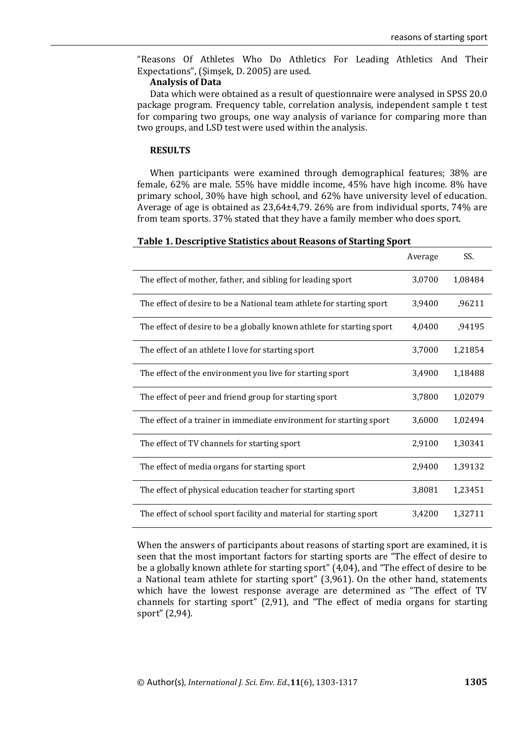"Reasons Of Athletes Who Do Athletics For Leading Athletics And Their Expectations", (Şimşek, D. 2005) are used.

**Analysis of Data**

Data which were obtained as a result of questionnaire were analysed in SPSS 20.0 package program. Frequency table, correlation analysis, independent sample t test for comparing two groups, one way analysis of variance for comparing more than two groups, and LSD test were used within the analysis.

## RESULTS

When participants were examined through demographical features; 38% are female, 62% are male. 55% have middle income, 45% have high income. 8% have primary school, 30% have high school, and 62% have university level of education. Average of age is obtained as 23,64±4,79. 26% are from individual sports, 74% are from team sports. 37% stated that they have a family member who does sport.

**Table 1. Descriptive Statistics about Reasons of Starting Sport**

| | Average | SS. |
|---|---|---|
| The effect of mother, father, and sibling for leading sport | 3,0700 | 1,08484 |
| The effect of desire to be a National team athlete for starting sport | 3,9400 | ,96211 |
| The effect of desire to be a globally known athlete for starting sport | 4,0400 | ,94195 |
| The effect of an athlete I love for starting sport | 3,7000 | 1,21854 |
| The effect of the environment you live for starting sport | 3,4900 | 1,18488 |
| The effect of peer and friend group for starting sport | 3,7800 | 1,02079 |
| The effect of a trainer in immediate environment for starting sport | 3,6000 | 1,02494 |
| The effect of TV channels for starting sport | 2,9100 | 1,30341 |
| The effect of media organs for starting sport | 2,9400 | 1,39132 |
| The effect of physical education teacher for starting sport | 3,8081 | 1,23451 |
| The effect of school sport facility and material for starting sport | 3,4200 | 1,32711 |

When the answers of participants about reasons of starting sport are examined, it is seen that the most important factors for starting sports are "The effect of desire to be a globally known athlete for starting sport" (4,04), and "The effect of desire to be a National team athlete for starting sport" (3,961). On the other hand, statements which have the lowest response average are determined as "The effect of TV channels for starting sport" (2,91), and "The effect of media organs for starting sport" (2,94).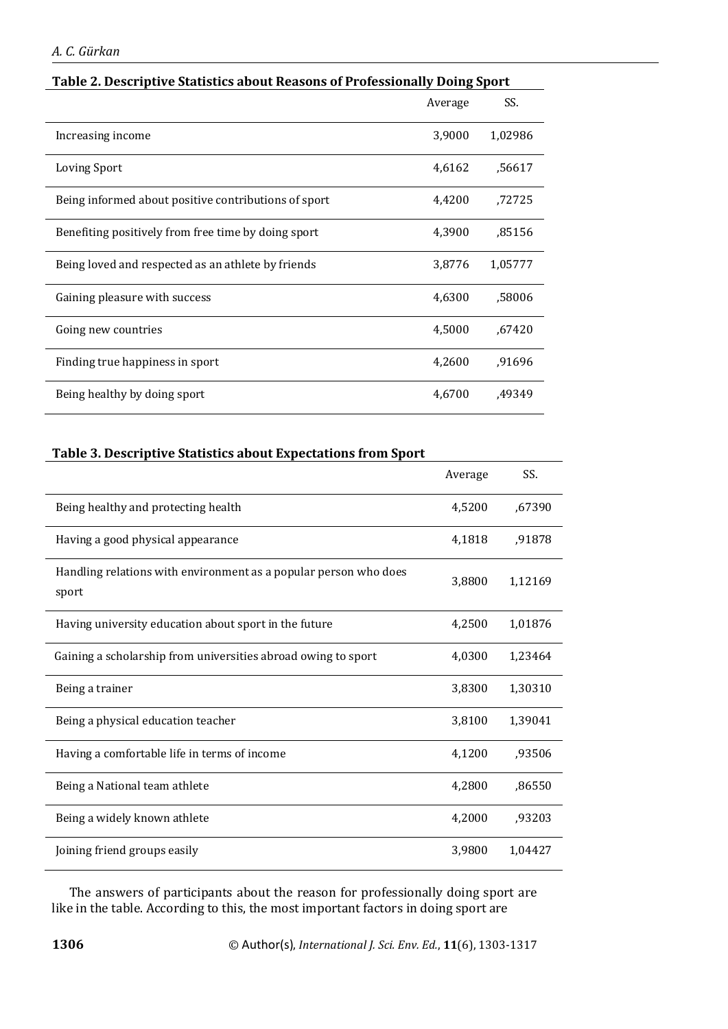**Table 2. Descriptive Statistics about Reasons of Professionally Doing Sport**

| | Average | SS. |
|---|---|---|
| Increasing income | 3,9000 | 1,02986 |
| Loving Sport | 4,6162 | ,56617 |
| Being informed about positive contributions of sport | 4,4200 | ,72725 |
| Benefiting positively from free time by doing sport | 4,3900 | ,85156 |
| Being loved and respected as an athlete by friends | 3,8776 | 1,05777 |
| Gaining pleasure with success | 4,6300 | ,58006 |
| Going new countries | 4,5000 | ,67420 |
| Finding true happiness in sport | 4,2600 | ,91696 |
| Being healthy by doing sport | 4,6700 | ,49349 |

**Table 3. Descriptive Statistics about Expectations from Sport**

| | Average | SS. |
|---|---|---|
| Being healthy and protecting health | 4,5200 | ,67390 |
| Having a good physical appearance | 4,1818 | ,91878 |
| Handling relations with environment as a popular person who does sport | 3,8800 | 1,12169 |
| Having university education about sport in the future | 4,2500 | 1,01876 |
| Gaining a scholarship from universities abroad owing to sport | 4,0300 | 1,23464 |
| Being a trainer | 3,8300 | 1,30310 |
| Being a physical education teacher | 3,8100 | 1,39041 |
| Having a comfortable life in terms of income | 4,1200 | ,93506 |
| Being a National team athlete | 4,2800 | ,86550 |
| Being a widely known athlete | 4,2000 | ,93203 |
| Joining friend groups easily | 3,9800 | 1,04427 |

The answers of participants about the reason for professionally doing sport are like in the table. According to this, the most important factors in doing sport are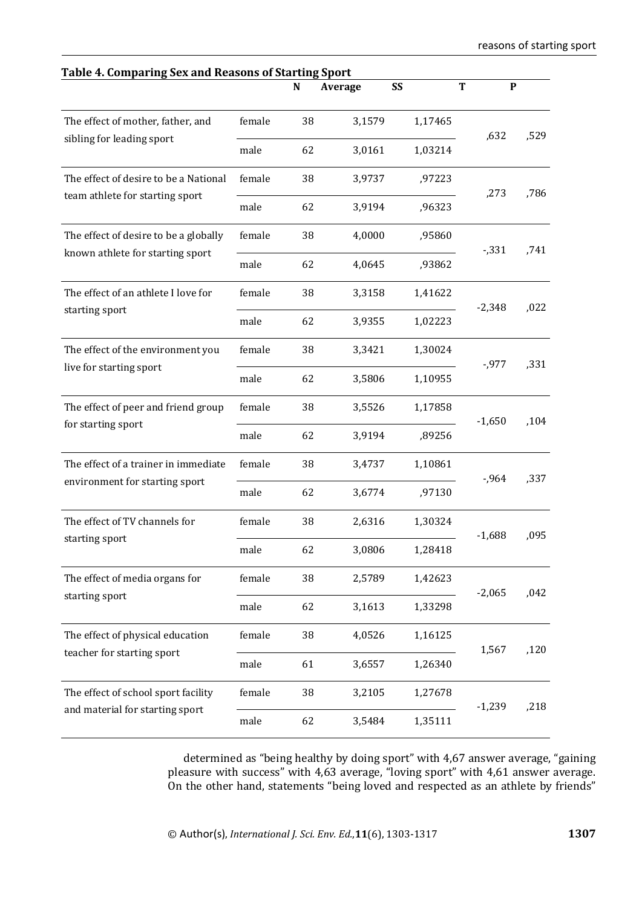**Table 4. Comparing Sex and Reasons of Starting Sport**

| | | N | Average | SS | T | P |
|---|---|---|---|---|---|---|
| The effect of mother, father, and sibling for leading sport | female | 38 | 3,1579 | 1,17465 | ,632 | ,529 |
| | male | 62 | 3,0161 | 1,03214 | | |
| The effect of desire to be a National team athlete for starting sport | female | 38 | 3,9737 | ,97223 | ,273 | ,786 |
| | male | 62 | 3,9194 | ,96323 | | |
| The effect of desire to be a globally known athlete for starting sport | female | 38 | 4,0000 | ,95860 | -,331 | ,741 |
| | male | 62 | 4,0645 | ,93862 | | |
| The effect of an athlete I love for starting sport | female | 38 | 3,3158 | 1,41622 | -2,348 | ,022 |
| | male | 62 | 3,9355 | 1,02223 | | |
| The effect of the environment you live for starting sport | female | 38 | 3,3421 | 1,30024 | -,977 | ,331 |
| | male | 62 | 3,5806 | 1,10955 | | |
| The effect of peer and friend group for starting sport | female | 38 | 3,5526 | 1,17858 | -1,650 | ,104 |
| | male | 62 | 3,9194 | ,89256 | | |
| The effect of a trainer in immediate environment for starting sport | female | 38 | 3,4737 | 1,10861 | -,964 | ,337 |
| | male | 62 | 3,6774 | ,97130 | | |
| The effect of TV channels for starting sport | female | 38 | 2,6316 | 1,30324 | -1,688 | ,095 |
| | male | 62 | 3,0806 | 1,28418 | | |
| The effect of media organs for starting sport | female | 38 | 2,5789 | 1,42623 | -2,065 | ,042 |
| | male | 62 | 3,1613 | 1,33298 | | |
| The effect of physical education teacher for starting sport | female | 38 | 4,0526 | 1,16125 | 1,567 | ,120 |
| | male | 61 | 3,6557 | 1,26340 | | |
| The effect of school sport facility and material for starting sport | female | 38 | 3,2105 | 1,27678 | -1,239 | ,218 |
| | male | 62 | 3,5484 | 1,35111 | | |

determined as "being healthy by doing sport" with 4,67 answer average, "gaining pleasure with success" with 4,63 average, "loving sport" with 4,61 answer average. On the other hand, statements "being loved and respected as an athlete by friends"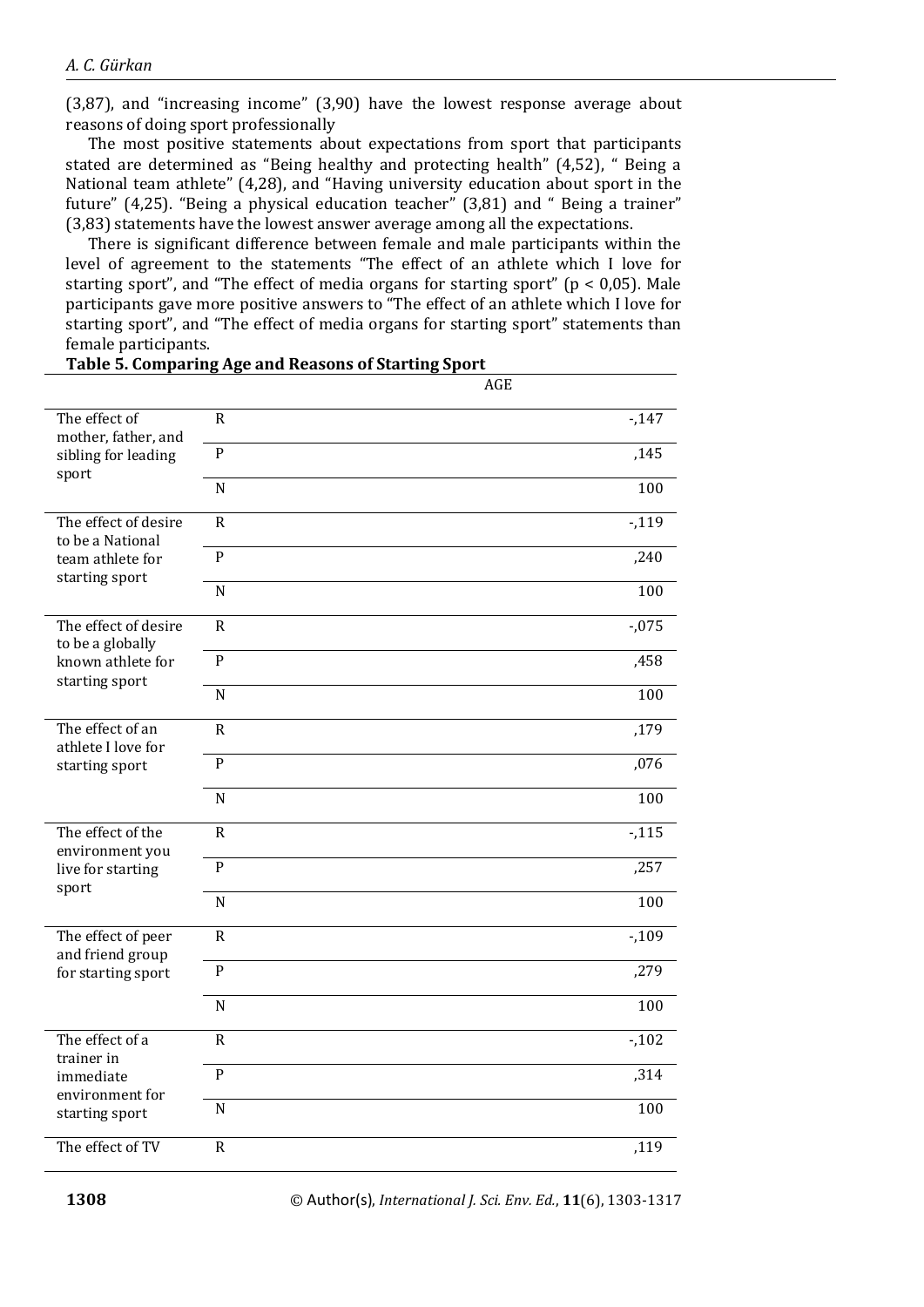(3,87), and "increasing income" (3,90) have the lowest response average about reasons of doing sport professionally

The most positive statements about expectations from sport that participants stated are determined as "Being healthy and protecting health" (4,52), " Being a National team athlete" (4,28), and "Having university education about sport in the future" (4,25). "Being a physical education teacher" (3,81) and " Being a trainer" (3,83) statements have the lowest answer average among all the expectations.

There is significant difference between female and male participants within the level of agreement to the statements "The effect of an athlete which I love for starting sport", and "The effect of media organs for starting sport" ($p < 0,05$). Male participants gave more positive answers to "The effect of an athlete which I love for starting sport", and "The effect of media organs for starting sport" statements than female participants.

**Table 5. Comparing Age and Reasons of Starting Sport**

| | | AGE |
|---|---|---|
| The effect of mother, father, and sibling for leading sport | R | -,147 |
| | P | ,145 |
| | N | 100 |
| The effect of desire to be a National team athlete for starting sport | R | -,119 |
| | P | ,240 |
| | N | 100 |
| The effect of desire to be a globally known athlete for starting sport | R | -,075 |
| | P | ,458 |
| | N | 100 |
| The effect of an athlete I love for starting sport | R | ,179 |
| | P | ,076 |
| | N | 100 |
| The effect of the environment you live for starting sport | R | -,115 |
| | P | ,257 |
| | N | 100 |
| The effect of peer and friend group for starting sport | R | -,109 |
| | P | ,279 |
| | N | 100 |
| The effect of a trainer in immediate environment for starting sport | R | -,102 |
| | P | ,314 |
| | N | 100 |
| The effect of TV | R | ,119 |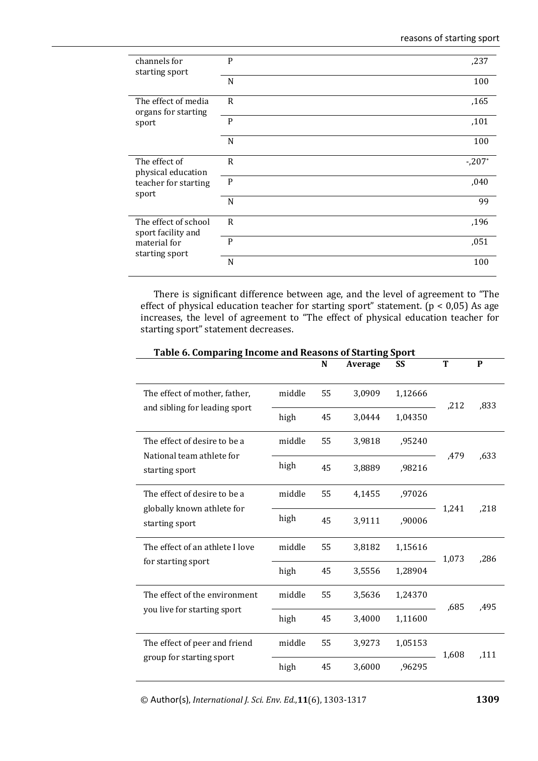| | | |
|---|---|---|
| channels for starting sport | P | ,237 |
| | N | 100 |
| The effect of media organs for starting sport | R | ,165 |
| | P | ,101 |
| | N | 100 |
| The effect of physical education teacher for starting sport | R | -,207* |
| | P | ,040 |
| | N | 99 |
| The effect of school sport facility and material for starting sport | R | ,196 |
| | P | ,051 |
| | N | 100 |

There is significant difference between age, and the level of agreement to "The effect of physical education teacher for starting sport" statement. ($p < 0,05$) As age increases, the level of agreement to "The effect of physical education teacher for starting sport" statement decreases.

**Table 6. Comparing Income and Reasons of Starting Sport**

| | | N | Average | SS | T | P |
|---|---|---|---|---|---|---|
| The effect of mother, father, and sibling for leading sport | middle | 55 | 3,0909 | 1,12666 | ,212 | ,833 |
| | high | 45 | 3,0444 | 1,04350 | | |
| The effect of desire to be a National team athlete for starting sport | middle | 55 | 3,9818 | ,95240 | ,479 | ,633 |
| | high | 45 | 3,8889 | ,98216 | | |
| The effect of desire to be a globally known athlete for starting sport | middle | 55 | 4,1455 | ,97026 | 1,241 | ,218 |
| | high | 45 | 3,9111 | ,90006 | | |
| The effect of an athlete I love for starting sport | middle | 55 | 3,8182 | 1,15616 | 1,073 | ,286 |
| | high | 45 | 3,5556 | 1,28904 | | |
| The effect of the environment you live for starting sport | middle | 55 | 3,5636 | 1,24370 | ,685 | ,495 |
| | high | 45 | 3,4000 | 1,11600 | | |
| The effect of peer and friend group for starting sport | middle | 55 | 3,9273 | 1,05153 | 1,608 | ,111 |
| | high | 45 | 3,6000 | ,96295 | | |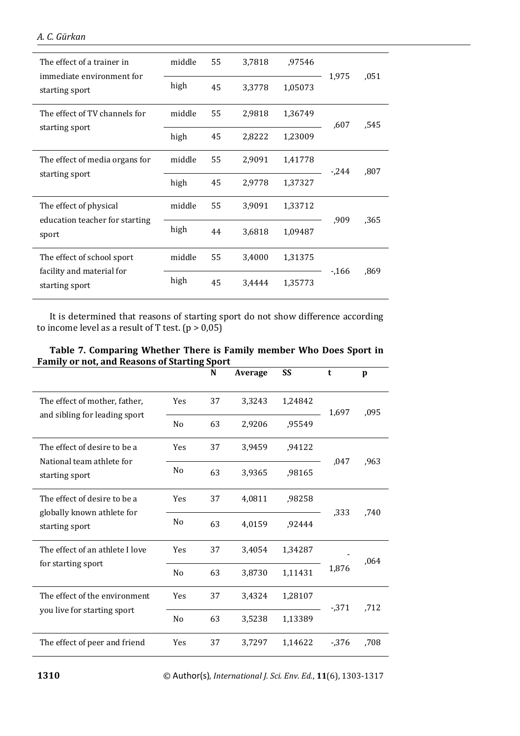| | | | | | | |
|---|---|---|---|---|---|---|
| The effect of a trainer in immediate environment for starting sport | middle | 55 | 3,7818 | ,97546 | 1,975 | ,051 |
| | high | 45 | 3,3778 | 1,05073 | | |
| The effect of TV channels for starting sport | middle | 55 | 2,9818 | 1,36749 | ,607 | ,545 |
| | high | 45 | 2,8222 | 1,23009 | | |
| The effect of media organs for starting sport | middle | 55 | 2,9091 | 1,41778 | -,244 | ,807 |
| | high | 45 | 2,9778 | 1,37327 | | |
| The effect of physical education teacher for starting sport | middle | 55 | 3,9091 | 1,33712 | ,909 | ,365 |
| | high | 44 | 3,6818 | 1,09487 | | |
| The effect of school sport facility and material for starting sport | middle | 55 | 3,4000 | 1,31375 | -,166 | ,869 |
| | high | 45 | 3,4444 | 1,35773 | | |

It is determined that reasons of starting sport do not show difference according to income level as a result of T test. ($p > 0,05$)

**Table 7. Comparing Whether There is Family member Who Does Sport in Family or not, and Reasons of Starting Sport**

| | | N | Average | SS | t | p |
|---|---|---|---|---|---|---|
| The effect of mother, father, and sibling for leading sport | Yes | 37 | 3,3243 | 1,24842 | 1,697 | ,095 |
| | No | 63 | 2,9206 | ,95549 | | |
| The effect of desire to be a National team athlete for starting sport | Yes | 37 | 3,9459 | ,94122 | ,047 | ,963 |
| | No | 63 | 3,9365 | ,98165 | | |
| The effect of desire to be a globally known athlete for starting sport | Yes | 37 | 4,0811 | ,98258 | ,333 | ,740 |
| | No | 63 | 4,0159 | ,92444 | | |
| The effect of an athlete I love for starting sport | Yes | 37 | 3,4054 | 1,34287 | -1,876 | ,064 |
| | No | 63 | 3,8730 | 1,11431 | | |
| The effect of the environment you live for starting sport | Yes | 37 | 3,4324 | 1,28107 | -,371 | ,712 |
| | No | 63 | 3,5238 | 1,13389 | | |
| The effect of peer and friend | Yes | 37 | 3,7297 | 1,14622 | -,376 | ,708 |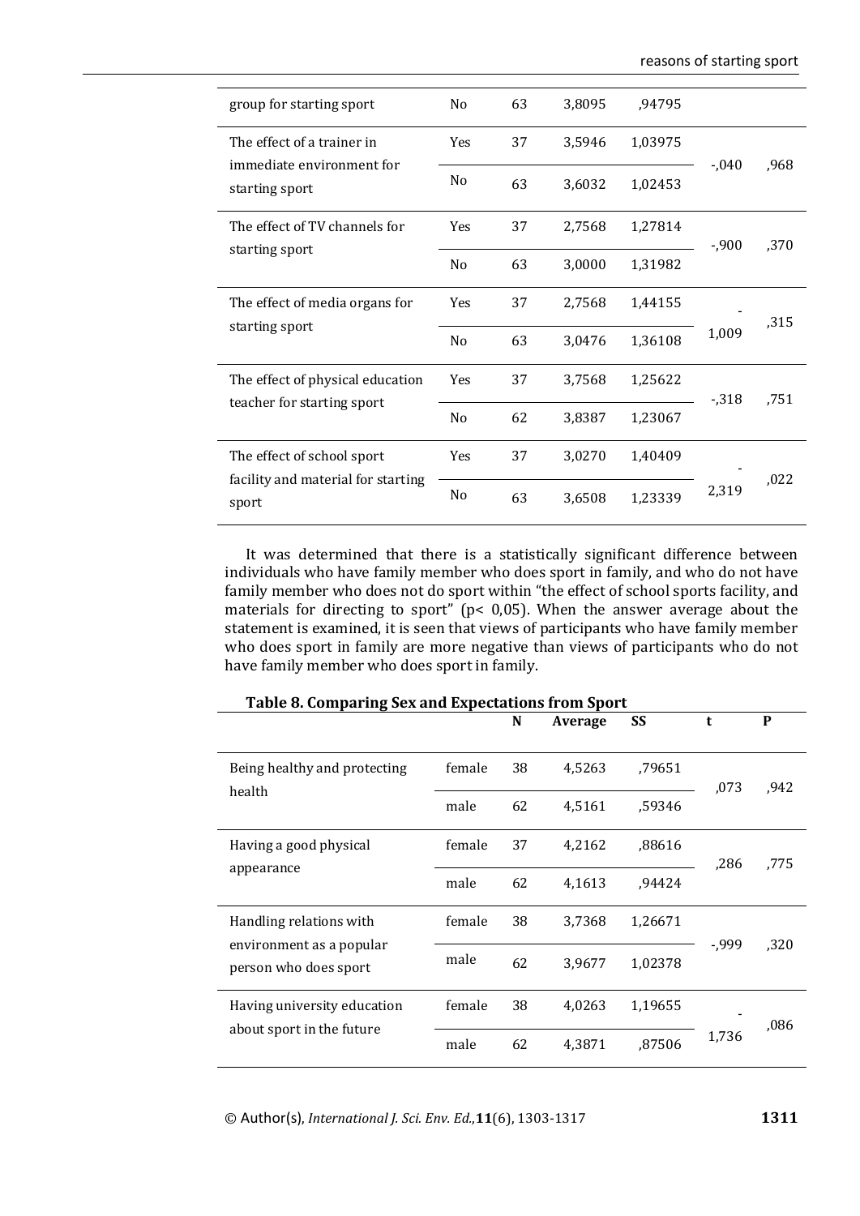| | | | | | | |
|---|---|---|---|---|---|---|
| group for starting sport | No | 63 | 3,8095 | ,94795 | | |
| The effect of a trainer in immediate environment for starting sport | Yes | 37 | 3,5946 | 1,03975 | -,040 | ,968 |
| | No | 63 | 3,6032 | 1,02453 | | |
| The effect of TV channels for starting sport | Yes | 37 | 2,7568 | 1,27814 | -,900 | ,370 |
| | No | 63 | 3,0000 | 1,31982 | | |
| The effect of media organs for starting sport | Yes | 37 | 2,7568 | 1,44155 | -1,009 | ,315 |
| | No | 63 | 3,0476 | 1,36108 | | |
| The effect of physical education teacher for starting sport | Yes | 37 | 3,7568 | 1,25622 | -,318 | ,751 |
| | No | 62 | 3,8387 | 1,23067 | | |
| The effect of school sport facility and material for starting sport | Yes | 37 | 3,0270 | 1,40409 | -2,319 | ,022 |
| | No | 63 | 3,6508 | 1,23339 | | |

It was determined that there is a statistically significant difference between individuals who have family member who does sport in family, and who do not have family member who does not do sport within "the effect of school sports facility, and materials for directing to sport" (p< 0,05). When the answer average about the statement is examined, it is seen that views of participants who have family member who does sport in family are more negative than views of participants who do not have family member who does sport in family.

**Table 8. Comparing Sex and Expectations from Sport**

| | | N | Average | SS | t | P |
|---|---|---|---|---|---|---|
| Being healthy and protecting health | female | 38 | 4,5263 | ,79651 | ,073 | ,942 |
| | male | 62 | 4,5161 | ,59346 | | |
| Having a good physical appearance | female | 37 | 4,2162 | ,88616 | ,286 | ,775 |
| | male | 62 | 4,1613 | ,94424 | | |
| Handling relations with environment as a popular person who does sport | female | 38 | 3,7368 | 1,26671 | -,999 | ,320 |
| | male | 62 | 3,9677 | 1,02378 | | |
| Having university education about sport in the future | female | 38 | 4,0263 | 1,19655 | -1,736 | ,086 |
| | male | 62 | 4,3871 | ,87506 | | |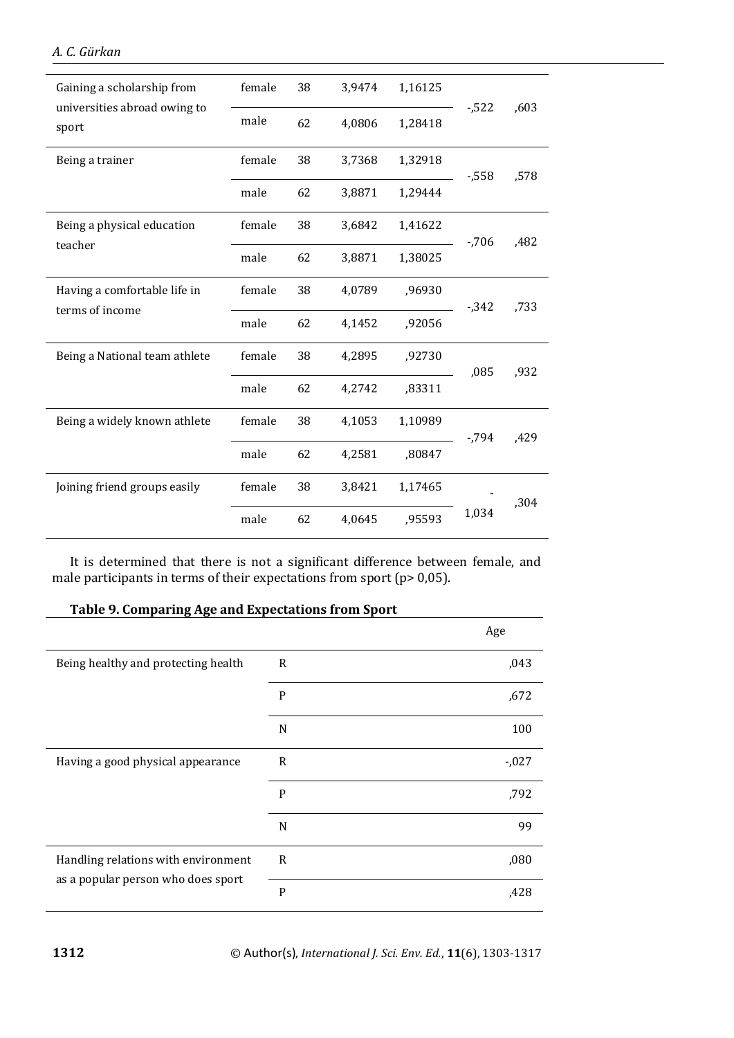| | | | | | | |
|---|---|---|---|---|---|---|
| Gaining a scholarship from universities abroad owing to sport | female | 38 | 3,9474 | 1,16125 | -,522 | ,603 |
| | male | 62 | 4,0806 | 1,28418 | | |
| Being a trainer | female | 38 | 3,7368 | 1,32918 | -,558 | ,578 |
| | male | 62 | 3,8871 | 1,29444 | | |
| Being a physical education teacher | female | 38 | 3,6842 | 1,41622 | -,706 | ,482 |
| | male | 62 | 3,8871 | 1,38025 | | |
| Having a comfortable life in terms of income | female | 38 | 4,0789 | ,96930 | -,342 | ,733 |
| | male | 62 | 4,1452 | ,92056 | | |
| Being a National team athlete | female | 38 | 4,2895 | ,92730 | ,085 | ,932 |
| | male | 62 | 4,2742 | ,83311 | | |
| Being a widely known athlete | female | 38 | 4,1053 | 1,10989 | -,794 | ,429 |
| | male | 62 | 4,2581 | ,80847 | | |
| Joining friend groups easily | female | 38 | 3,8421 | 1,17465 | -1,034 | ,304 |
| | male | 62 | 4,0645 | ,95593 | | |

It is determined that there is not a significant difference between female, and male participants in terms of their expectations from sport (p> 0,05).

**Table 9. Comparing Age and Expectations from Sport**

| | | Age |
|---|---|---|
| Being healthy and protecting health | R | ,043 |
| | P | ,672 |
| | N | 100 |
| Having a good physical appearance | R | -,027 |
| | P | ,792 |
| | N | 99 |
| Handling relations with environment as a popular person who does sport | R | ,080 |
| | P | ,428 |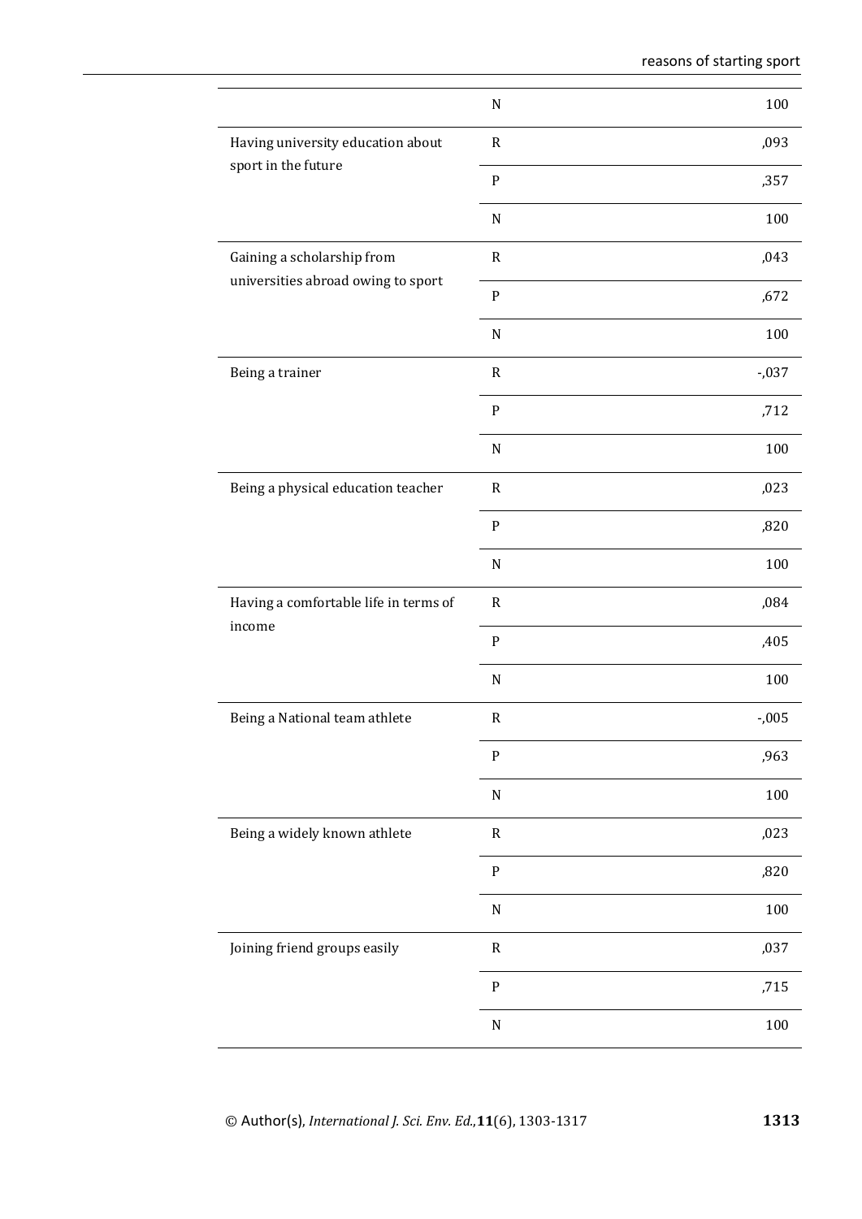| | | reasons of starting sport |
|---|---|---|
| | N | 100 |
| Having university education about sport in the future | R | ,093 |
| | P | ,357 |
| | N | 100 |
| Gaining a scholarship from universities abroad owing to sport | R | ,043 |
| | P | ,672 |
| | N | 100 |
| Being a trainer | R | -,037 |
| | P | ,712 |
| | N | 100 |
| Being a physical education teacher | R | ,023 |
| | P | ,820 |
| | N | 100 |
| Having a comfortable life in terms of income | R | ,084 |
| | P | ,405 |
| | N | 100 |
| Being a National team athlete | R | -,005 |
| | P | ,963 |
| | N | 100 |
| Being a widely known athlete | R | ,023 |
| | P | ,820 |
| | N | 100 |
| Joining friend groups easily | R | ,037 |
| | P | ,715 |
| | N | 100 |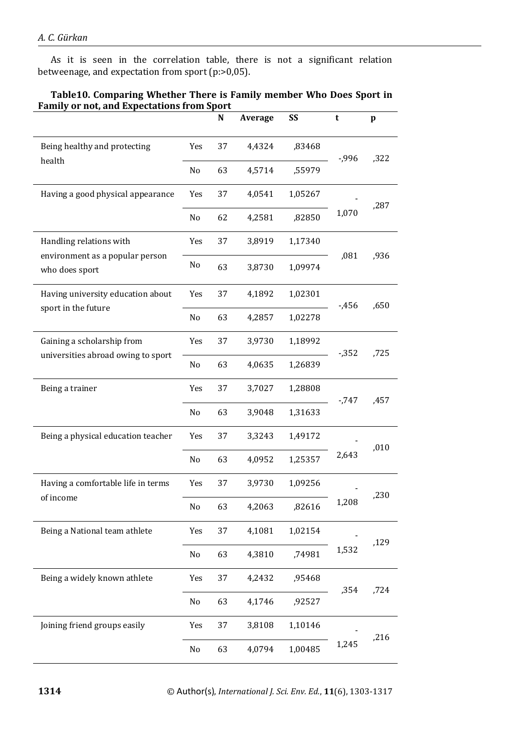As it is seen in the correlation table, there is not a significant relation betweenage, and expectation from sport (p:>0,05).

**Table10. Comparing Whether There is Family member Who Does Sport in Family or not, and Expectations from Sport**

| | | N | Average | SS | t | p |
|---|---|---|---|---|---|---|
| Being healthy and protecting health | Yes | 37 | 4,4324 | ,83468 | -,996 | ,322 |
| | No | 63 | 4,5714 | ,55979 | | |
| Having a good physical appearance | Yes | 37 | 4,0541 | 1,05267 | -1,070 | ,287 |
| | No | 62 | 4,2581 | ,82850 | | |
| Handling relations with environment as a popular person who does sport | Yes | 37 | 3,8919 | 1,17340 | ,081 | ,936 |
| | No | 63 | 3,8730 | 1,09974 | | |
| Having university education about sport in the future | Yes | 37 | 4,1892 | 1,02301 | -,456 | ,650 |
| | No | 63 | 4,2857 | 1,02278 | | |
| Gaining a scholarship from universities abroad owing to sport | Yes | 37 | 3,9730 | 1,18992 | -,352 | ,725 |
| | No | 63 | 4,0635 | 1,26839 | | |
| Being a trainer | Yes | 37 | 3,7027 | 1,28808 | -,747 | ,457 |
| | No | 63 | 3,9048 | 1,31633 | | |
| Being a physical education teacher | Yes | 37 | 3,3243 | 1,49172 | -2,643 | ,010 |
| | No | 63 | 4,0952 | 1,25357 | | |
| Having a comfortable life in terms of income | Yes | 37 | 3,9730 | 1,09256 | -1,208 | ,230 |
| | No | 63 | 4,2063 | ,82616 | | |
| Being a National team athlete | Yes | 37 | 4,1081 | 1,02154 | -1,532 | ,129 |
| | No | 63 | 4,3810 | ,74981 | | |
| Being a widely known athlete | Yes | 37 | 4,2432 | ,95468 | ,354 | ,724 |
| | No | 63 | 4,1746 | ,92527 | | |
| Joining friend groups easily | Yes | 37 | 3,8108 | 1,10146 | -1,245 | ,216 |
| | No | 63 | 4,0794 | 1,00485 | | |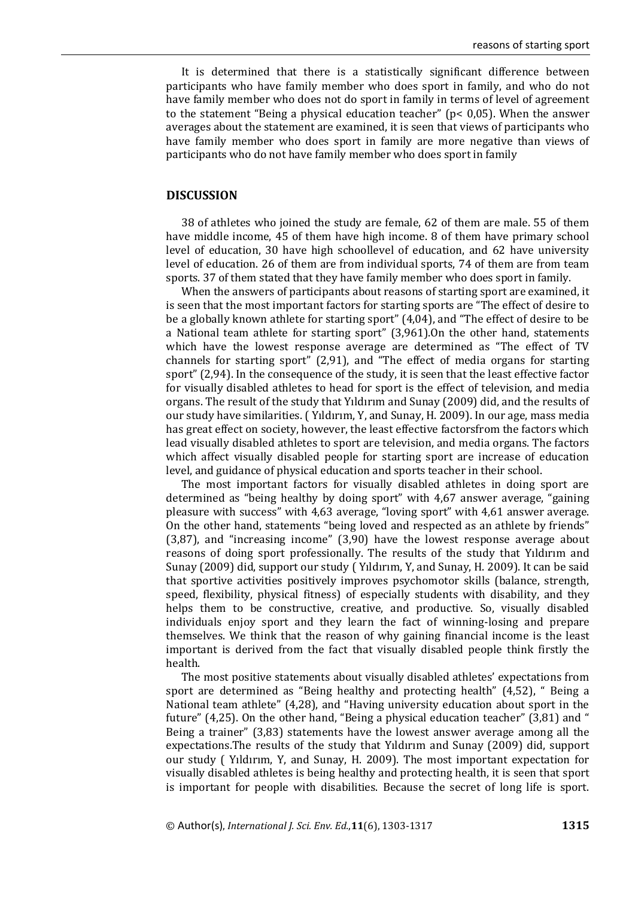It is determined that there is a statistically significant difference between participants who have family member who does sport in family, and who do not have family member who does not do sport in family in terms of level of agreement to the statement "Being a physical education teacher" ($p < 0,05$). When the answer averages about the statement are examined, it is seen that views of participants who have family member who does sport in family are more negative than views of participants who do not have family member who does sport in family

## DISCUSSION

38 of athletes who joined the study are female, 62 of them are male. 55 of them have middle income, 45 of them have high income. 8 of them have primary school level of education, 30 have high schoollevel of education, and 62 have university level of education. 26 of them are from individual sports, 74 of them are from team sports. 37 of them stated that they have family member who does sport in family.

When the answers of participants about reasons of starting sport are examined, it is seen that the most important factors for starting sports are "The effect of desire to be a globally known athlete for starting sport" (4,04), and "The effect of desire to be a National team athlete for starting sport" (3,961).On the other hand, statements which have the lowest response average are determined as "The effect of TV channels for starting sport" (2,91), and "The effect of media organs for starting sport" (2,94). In the consequence of the study, it is seen that the least effective factor for visually disabled athletes to head for sport is the effect of television, and media organs. The result of the study that Yıldırım and Sunay (2009) did, and the results of our study have similarities. ( Yıldırım, Y, and Sunay, H. 2009). In our age, mass media has great effect on society, however, the least effective factorsfrom the factors which lead visually disabled athletes to sport are television, and media organs. The factors which affect visually disabled people for starting sport are increase of education level, and guidance of physical education and sports teacher in their school.

The most important factors for visually disabled athletes in doing sport are determined as "being healthy by doing sport" with 4,67 answer average, "gaining pleasure with success" with 4,63 average, "loving sport" with 4,61 answer average. On the other hand, statements "being loved and respected as an athlete by friends" (3,87), and "increasing income" (3,90) have the lowest response average about reasons of doing sport professionally. The results of the study that Yıldırım and Sunay (2009) did, support our study ( Yıldırım, Y, and Sunay, H. 2009). It can be said that sportive activities positively improves psychomotor skills (balance, strength, speed, flexibility, physical fitness) of especially students with disability, and they helps them to be constructive, creative, and productive. So, visually disabled individuals enjoy sport and they learn the fact of winning-losing and prepare themselves. We think that the reason of why gaining financial income is the least important is derived from the fact that visually disabled people think firstly the health.

The most positive statements about visually disabled athletes' expectations from sport are determined as "Being healthy and protecting health" (4,52), " Being a National team athlete" (4,28), and "Having university education about sport in the future" (4,25). On the other hand, "Being a physical education teacher" (3,81) and " Being a trainer" (3,83) statements have the lowest answer average among all the expectations.The results of the study that Yıldırım and Sunay (2009) did, support our study ( Yıldırım, Y, and Sunay, H. 2009). The most important expectation for visually disabled athletes is being healthy and protecting health, it is seen that sport is important for people with disabilities. Because the secret of long life is sport.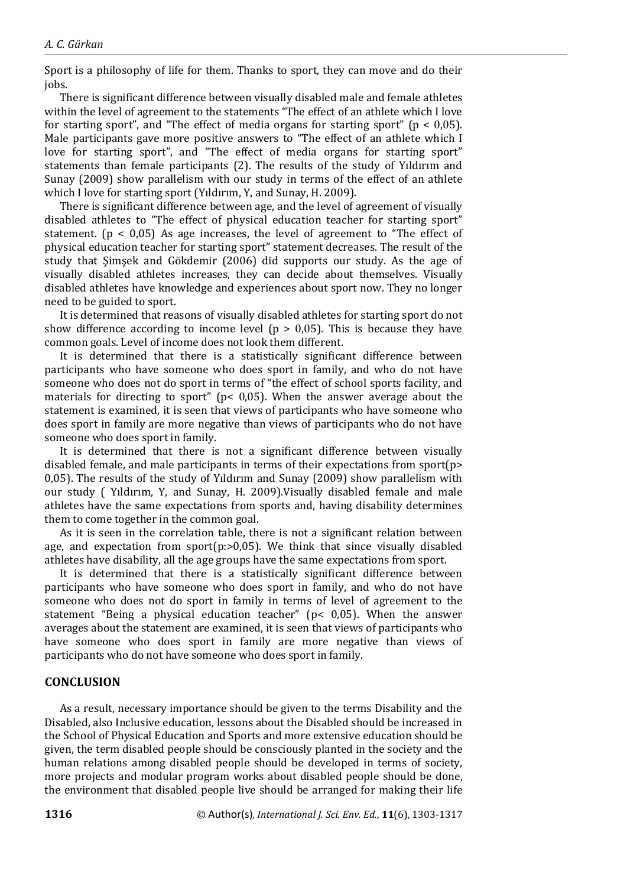Sport is a philosophy of life for them. Thanks to sport, they can move and do their jobs.

There is significant difference between visually disabled male and female athletes within the level of agreement to the statements "The effect of an athlete which I love for starting sport", and "The effect of media organs for starting sport" ($p < 0,05$). Male participants gave more positive answers to "The effect of an athlete which I love for starting sport", and "The effect of media organs for starting sport" statements than female participants (2). The results of the study of Yıldırım and Sunay (2009) show parallelism with our study in terms of the effect of an athlete which I love for starting sport (Yıldırım, Y, and Sunay, H. 2009).

There is significant difference between age, and the level of agreement of visually disabled athletes to "The effect of physical education teacher for starting sport" statement. ($p < 0,05$) As age increases, the level of agreement to "The effect of physical education teacher for starting sport" statement decreases. The result of the study that Şimşek and Gökdemir (2006) did supports our study. As the age of visually disabled athletes increases, they can decide about themselves. Visually disabled athletes have knowledge and experiences about sport now. They no longer need to be guided to sport.

It is determined that reasons of visually disabled athletes for starting sport do not show difference according to income level ($p > 0,05$). This is because they have common goals. Level of income does not look them different.

It is determined that there is a statistically significant difference between participants who have someone who does sport in family, and who do not have someone who does not do sport in terms of "the effect of school sports facility, and materials for directing to sport" ($p< 0,05$). When the answer average about the statement is examined, it is seen that views of participants who have someone who does sport in family are more negative than views of participants who do not have someone who does sport in family.

It is determined that there is not a significant difference between visually disabled female, and male participants in terms of their expectations from sport($p> 0,05$). The results of the study of Yıldırım and Sunay (2009) show parallelism with our study ( Yıldırım, Y, and Sunay, H. 2009).Visually disabled female and male athletes have the same expectations from sports and, having disability determines them to come together in the common goal.

As it is seen in the correlation table, there is not a significant relation between age, and expectation from sport(p:>0,05). We think that since visually disabled athletes have disability, all the age groups have the same expectations from sport.

It is determined that there is a statistically significant difference between participants who have someone who does sport in family, and who do not have someone who does not do sport in family in terms of level of agreement to the statement "Being a physical education teacher" ($p< 0,05$). When the answer averages about the statement are examined, it is seen that views of participants who have someone who does sport in family are more negative than views of participants who do not have someone who does sport in family.

## CONCLUSION

As a result, necessary importance should be given to the terms Disability and the Disabled, also Inclusive education, lessons about the Disabled should be increased in the School of Physical Education and Sports and more extensive education should be given, the term disabled people should be consciously planted in the society and the human relations among disabled people should be developed in terms of society, more projects and modular program works about disabled people should be done, the environment that disabled people live should be arranged for making their life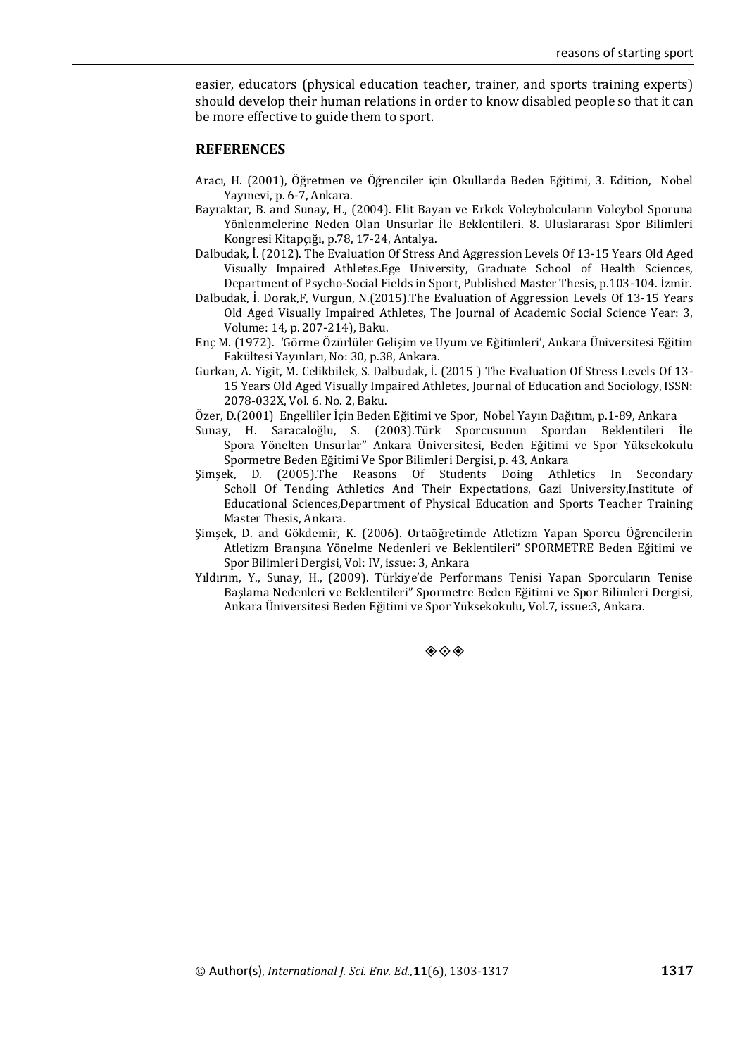easier, educators (physical education teacher, trainer, and sports training experts) should develop their human relations in order to know disabled people so that it can be more effective to guide them to sport.

## REFERENCES

Aracı, H. (2001), Öğretmen ve Öğrenciler için Okullarda Beden Eğitimi, 3. Edition, Nobel Yayınevi, p. 6-7, Ankara.

Bayraktar, B. and Sunay, H., (2004). Elit Bayan ve Erkek Voleybolcuların Voleybol Sporuna Yönlenmelerine Neden Olan Unsurlar İle Beklentileri. 8. Uluslararası Spor Bilimleri Kongresi Kitapçığı, p.78, 17-24, Antalya.

Dalbudak, İ. (2012). The Evaluation Of Stress And Aggression Levels Of 13-15 Years Old Aged Visually Impaired Athletes.Ege University, Graduate School of Health Sciences, Department of Psycho-Social Fields in Sport, Published Master Thesis, p.103-104. İzmir.

Dalbudak, İ. Dorak,F, Vurgun, N.(2015).The Evaluation of Aggression Levels Of 13-15 Years Old Aged Visually Impaired Athletes, The Journal of Academic Social Science Year: 3, Volume: 14, p. 207-214), Baku.

Enç M. (1972). 'Görme Özürlüler Gelişim ve Uyum ve Eğitimleri', Ankara Üniversitesi Eğitim Fakültesi Yayınları, No: 30, p.38, Ankara.

Gurkan, A. Yigit, M. Celikbilek, S. Dalbudak, İ. (2015 ) The Evaluation Of Stress Levels Of 13-15 Years Old Aged Visually Impaired Athletes, Journal of Education and Sociology, ISSN: 2078-032X, Vol. 6. No. 2, Baku.

Özer, D.(2001) Engelliler İçin Beden Eğitimi ve Spor, Nobel Yayın Dağıtım, p.1-89, Ankara

Sunay, H. Saracaloğlu, S. (2003).Türk Sporcusunun Spordan Beklentileri İle Spora Yönelten Unsurlar" Ankara Üniversitesi, Beden Eğitimi ve Spor Yüksekokulu Spormetre Beden Eğitimi Ve Spor Bilimleri Dergisi, p. 43, Ankara

Şimşek, D. (2005).The Reasons Of Students Doing Athletics In Secondary Scholl Of Tending Athletics And Their Expectations, Gazi University,Institute of Educational Sciences,Department of Physical Education and Sports Teacher Training Master Thesis, Ankara.

Şimşek, D. and Gökdemir, K. (2006). Ortaöğretimde Atletizm Yapan Sporcu Öğrencilerin Atletizm Branşına Yönelme Nedenleri ve Beklentileri" SPORMETRE Beden Eğitimi ve Spor Bilimleri Dergisi, Vol: IV, issue: 3, Ankara

Yıldırım, Y., Sunay, H., (2009). Türkiye'de Performans Tenisi Yapan Sporcuların Tenise Başlama Nedenleri ve Beklentileri" Spormetre Beden Eğitimi ve Spor Bilimleri Dergisi, Ankara Üniversitesi Beden Eğitimi ve Spor Yüksekokulu, Vol.7, issue:3, Ankara.